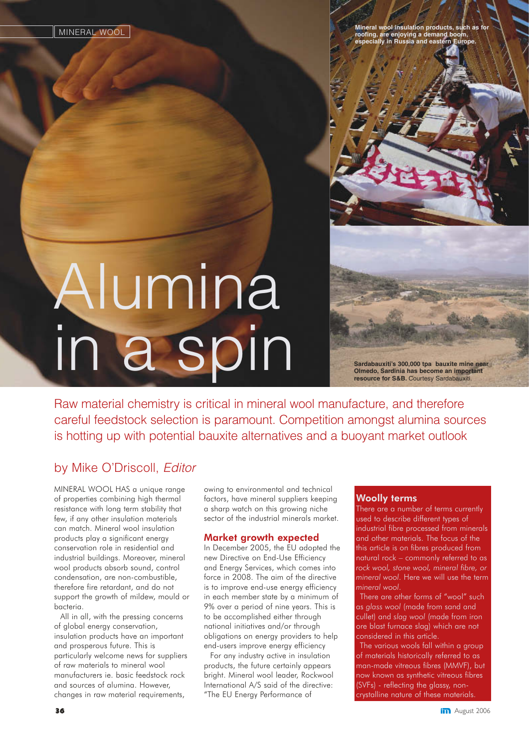# Alumina in a spin

Mineral wool insulation products, such as for roofing, are enjoying a demand boom, especially in Russia and eastern Europe.

**Sardabauxiti's 300,000 tpa bauxite mine near Olmedo, Sardinia has become an important resource for S&B.** Courtesy Sardabauxiti.

Raw material chemistry is critical in mineral wool manufacture, and therefore careful feedstock selection is paramount. Competition amongst alumina sources is hotting up with potential bauxite alternatives and a buoyant market outlook

by Mike O'Driscoll, *Editor*

MINERAL WOOL HAS a unique range of properties combining high thermal resistance with long term stability that few, if any other insulation materials can match. Mineral wool insulation products play a significant energy conservation role in residential and industrial buildings. Moreover, mineral wool products absorb sound, control condensation, are non-combustible, therefore fire retardant, and do not support the growth of mildew, mould or bacteria.

All in all, with the pressing concerns of global energy conservation, insulation products have an important and prosperous future. This is particularly welcome news for suppliers of raw materials to mineral wool manufacturers ie. basic feedstock rock and sources of alumina. However, changes in raw material requirements, owing to environmental and technical factors, have mineral suppliers keeping a sharp watch on this growing niche sector of the industrial minerals market.

## Market growth expected

In December 2005, the EU adopted the new Directive on End-Use Efficiency and Energy Services, which comes into force in 2008. The aim of the directive is to improve end-use energy efficiency in each member state by a minimum of 9% over a period of nine years. This is to be accomplished either through national initiatives and/or through obligations on energy providers to help end-users improve energy efficiency.

For any industry active in insulation products, the future certainly appears bright. Mineral wool leader, Rockwool International A/S said of the directive: "The EU Energy Performance of

## Woolly terms

There are a number of terms currently used to describe different types of industrial fibre processed from minerals and other materials. The focus of the this article is on fibres produced from natural rock – commonly referred to as *rock wool, stone wool, mineral fibre, or mineral wool*. Here we will use the term *mineral wool*.

There are other forms of "wool" such as *glass wool* (made from sand and cullet) and *slag wool* (made from iron ore blast furnace slag) which are not considered in this article.

The various wools fall within a group of materials historically referred to as man-made vitreous fibres (MMVF), but now known as synthetic vitreous fibres (SVFs) - reflecting the glassy, non-crystalline nature of these materials.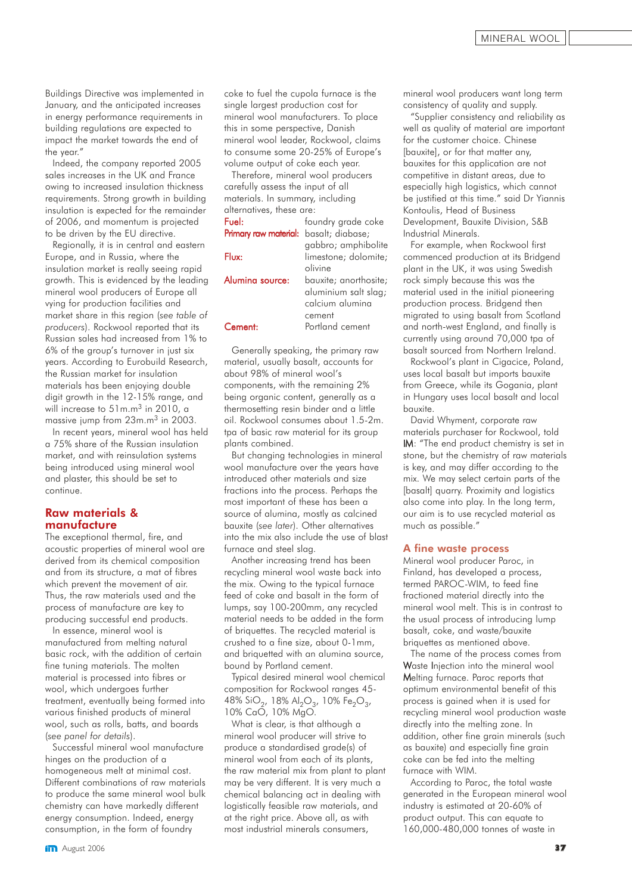Buildings Directive was implemented in January, and the anticipated increases in energy performance requirements in building regulations are expected to impact the market towards the end of the year."

Indeed, the company reported 2005 sales increases in the UK and France owing to increased insulation thickness requirements. Strong growth in building insulation is expected for the remainder of 2006, and momentum is projected to be driven by the EU directive.

Regionally, it is in central and eastern Europe, and in Russia, where the insulation market is really seeing rapid growth. This is evidenced by the leading mineral wool producers of Europe all vying for production facilities and market share in this region (*see table of producers*). Rockwool reported that its Russian sales had increased from 1% to 6% of the group's turnover in just six years. According to Eurobuild Research, the Russian market for insulation materials has been enjoying double digit growth in the 12-15% range, and will increase to 51m.m$^3$ in 2010, a massive jump from 23m.m$^3$ in 2003.

In recent years, mineral wool has held a 75% share of the Russian insulation market, and with reinsulation systems being introduced using mineral wool and plaster, this should be set to continue.

## Raw materials & manufacture

The exceptional thermal, fire, and acoustic properties of mineral wool are derived from its chemical composition and from its structure, a mat of fibres which prevent the movement of air. Thus, the raw materials used and the process of manufacture are key to producing successful end products.

In essence, mineral wool is manufactured from melting natural basic rock, with the addition of certain fine tuning materials. The molten material is processed into fibres or wool, which undergoes further treatment, eventually being formed into various finished products of mineral wool, such as rolls, batts, and boards (*see panel for details*).

Successful mineral wool manufacture hinges on the production of a homogeneous melt at minimal cost. Different combinations of raw materials to produce the same mineral wool bulk chemistry can have markedly different energy consumption. Indeed, energy consumption, in the form of foundry coke to fuel the cupola furnace is the single largest production cost for mineral wool manufacturers. To place this in some perspective, Danish mineral wool leader, Rockwool, claims to consume some 20-25% of Europe's volume output of coke each year.

Therefore, mineral wool producers carefully assess the input of all materials. In summary, including alternatives, these are:

| | |
|---|---|
| Fuel: | foundry grade coke |
| Primary raw material: | basalt; diabase; gabbro; amphibolite |
| Flux: | limestone; dolomite; olivine |
| Alumina source: | bauxite; anorthosite; aluminium salt slag; calcium alumina cement |
| Cement: | Portland cement |

Generally speaking, the primary raw material, usually basalt, accounts for about 98% of mineral wool's components, with the remaining 2% being organic content, generally as a thermosetting resin binder and a little oil. Rockwool consumes about 1.5-2m. tpa of basic raw material for its group plants combined.

But changing technologies in mineral wool manufacture over the years have introduced other materials and size fractions into the process. Perhaps the most important of these has been a source of alumina, mostly as calcined bauxite (*see later*). Other alternatives into the mix also include the use of blast furnace and steel slag.

Another increasing trend has been recycling mineral wool waste back into the mix. Owing to the typical furnace feed of coke and basalt in the form of lumps, say 100-200mm, any recycled material needs to be added in the form of briquettes. The recycled material is crushed to a fine size, about 0-1mm, and briquetted with an alumina source, bound by Portland cement.

Typical desired mineral wool chemical composition for Rockwool ranges 45-48% $SiO_2$, 18% $Al_2O_3$, 10% $Fe_2O_3$, 10% CaO, 10% MgO.

What is clear, is that although a mineral wool producer will strive to produce a standardised grade(s) of mineral wool from each of its plants, the raw material mix from plant to plant may be very different. It is very much a chemical balancing act in dealing with logistically feasible raw materials, and at the right price. Above all, as with most industrial minerals consumers, mineral wool producers want long term consistency of quality and supply.

"Supplier consistency and reliability as well as quality of material are important for the customer choice. Chinese [bauxite], or for that matter any, bauxites for this application are not competitive in distant areas, due to especially high logistics, which cannot be justified at this time." said Dr Yiannis Kontoulis, Head of Business Development, Bauxite Division, S&B Industrial Minerals.

For example, when Rockwool first commenced production at its Bridgend plant in the UK, it was using Swedish rock simply because this was the material used in the initial pioneering production process. Bridgend then migrated to using basalt from Scotland and north-west England, and finally is currently using around 70,000 tpa of basalt sourced from Northern Ireland.

Rockwool's plant in Cigacice, Poland, uses local basalt but imports bauxite from Greece, while its Gogania, plant in Hungary uses local basalt and local bauxite.

David Whyment, corporate raw materials purchaser for Rockwool, told **IM**: "The end product chemistry is set in stone, but the chemistry of raw materials is key, and may differ according to the mix. We may select certain parts of the [basalt] quarry. Proximity and logistics also come into play. In the long term, our aim is to use recycled material as much as possible."

## A fine waste process

Mineral wool producer Paroc, in Finland, has developed a process, termed PAROC-WIM, to feed fine fractioned material directly into the mineral wool melt. This is in contrast to the usual process of introducing lump basalt, coke, and waste/bauxite briquettes as mentioned above.

The name of the process comes from **W**aste **I**njection into the mineral wool **M**elting furnace. Paroc reports that optimum environmental benefit of this process is gained when it is used for recycling mineral wool production waste directly into the melting zone. In addition, other fine grain minerals (such as bauxite) and especially fine grain coke can be fed into the melting furnace with WIM.

According to Paroc, the total waste generated in the European mineral wool industry is estimated at 20-60% of product output. This can equate to 160,000-480,000 tonnes of waste in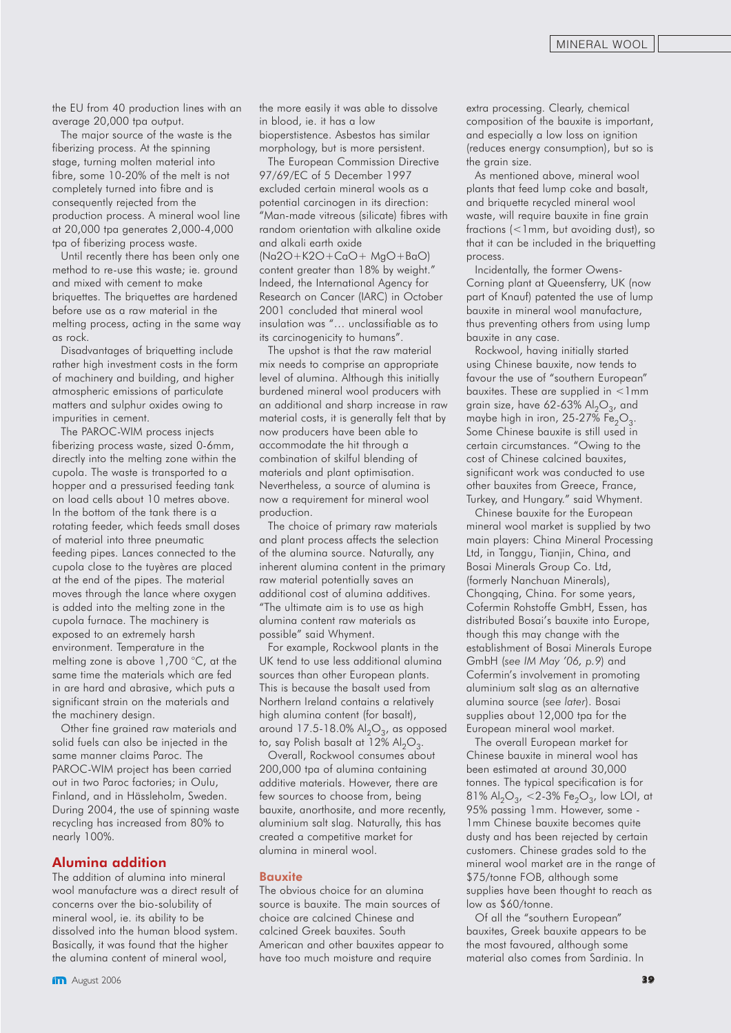the EU from 40 production lines with an average 20,000 tpa output.

The major source of the waste is the fiberizing process. At the spinning stage, turning molten material into fibre, some 10-20% of the melt is not completely turned into fibre and is consequently rejected from the production process. A mineral wool line at 20,000 tpa generates 2,000-4,000 tpa of fiberizing process waste.

Until recently there has been only one method to re-use this waste; ie. ground and mixed with cement to make briquettes. The briquettes are hardened before use as a raw material in the melting process, acting in the same way as rock.

Disadvantages of briquetting include rather high investment costs in the form of machinery and building, and higher atmospheric emissions of particulate matters and sulphur oxides owing to impurities in cement.

The PAROC-WIM process injects fiberizing process waste, sized 0-6mm, directly into the melting zone within the cupola. The waste is transported to a hopper and a pressurised feeding tank on load cells about 10 metres above. In the bottom of the tank there is a rotating feeder, which feeds small doses of material into three pneumatic feeding pipes. Lances connected to the cupola close to the tuyères are placed at the end of the pipes. The material moves through the lance where oxygen is added into the melting zone in the cupola furnace. The machinery is exposed to an extremely harsh environment. Temperature in the melting zone is above 1,700 °C, at the same time the materials which are fed in are hard and abrasive, which puts a significant strain on the materials and the machinery design.

Other fine grained raw materials and solid fuels can also be injected in the same manner claims Paroc. The PAROC-WIM project has been carried out in two Paroc factories; in Oulu, Finland, and in Hässleholm, Sweden. During 2004, the use of spinning waste recycling has increased from 80% to nearly 100%.

## Alumina addition

The addition of alumina into mineral wool manufacture was a direct result of concerns over the bio-solubility of mineral wool, ie. its ability to be dissolved into the human blood system. Basically, it was found that the higher the alumina content of mineral wool, the more easily it was able to dissolve in blood, ie. it has a low biopersistence. Asbestos has similar morphology, but is more persistent.

The European Commission Directive 97/69/EC of 5 December 1997 excluded certain mineral wools as a potential carcinogen in its direction: "Man-made vitreous (silicate) fibres with random orientation with alkaline oxide and alkali earth oxide ($Na_2O+K_2O+CaO+MgO+BaO$) content greater than 18% by weight." Indeed, the International Agency for Research on Cancer (IARC) in October 2001 concluded that mineral wool insulation was "... unclassifiable as to its carcinogenicity to humans".

The upshot is that the raw material mix needs to comprise an appropriate level of alumina. Although this initially burdened mineral wool producers with an additional and sharp increase in raw material costs, it is generally felt that by now producers have been able to accommodate the hit through a combination of skilful blending of materials and plant optimisation. Nevertheless, a source of alumina is now a requirement for mineral wool production.

The choice of primary raw materials and plant process affects the selection of the alumina source. Naturally, any inherent alumina content in the primary raw material potentially saves an additional cost of alumina additives. "The ultimate aim is to use as high alumina content raw materials as possible" said Whyment.

For example, Rockwool plants in the UK tend to use less additional alumina sources than other European plants. This is because the basalt used from Northern Ireland contains a relatively high alumina content (for basalt), around 17.5-18.0% $Al_2O_3$, as opposed to, say Polish basalt at 12% $Al_2O_3$.

Overall, Rockwool consumes about 200,000 tpa of alumina containing additive materials. However, there are few sources to choose from, being bauxite, anorthosite, and more recently, aluminium salt slag. Naturally, this has created a competitive market for alumina in mineral wool.

### Bauxite

The obvious choice for an alumina source is bauxite. The main sources of choice are calcined Chinese and calcined Greek bauxites. South American and other bauxites appear to have too much moisture and require extra processing. Clearly, chemical composition of the bauxite is important, and especially a low loss on ignition (reduces energy consumption), but so is the grain size.

As mentioned above, mineral wool plants that feed lump coke and basalt, and briquette recycled mineral wool waste, will require bauxite in fine grain fractions (<1mm, but avoiding dust), so that it can be included in the briquetting process.

Incidentally, the former Owens-Corning plant at Queensferry, UK (now part of Knauf) patented the use of lump bauxite in mineral wool manufacture, thus preventing others from using lump bauxite in any case.

Rockwool, having initially started using Chinese bauxite, now tends to favour the use of "southern European" bauxites. These are supplied in <1mm grain size, have 62-63% $Al_2O_3$, and maybe high in iron, 25-27% $Fe_2O_3$. Some Chinese bauxite is still used in certain circumstances. "Owing to the cost of Chinese calcined bauxites, significant work was conducted to use other bauxites from Greece, France, Turkey, and Hungary." said Whyment.

Chinese bauxite for the European mineral wool market is supplied by two main players: China Mineral Processing Ltd, in Tanggu, Tianjin, China, and Bosai Minerals Group Co. Ltd, (formerly Nanchuan Minerals), Chongqing, China. For some years, Cofermin Rohstoffe GmbH, Essen, has distributed Bosai's bauxite into Europe, though this may change with the establishment of Bosai Minerals Europe GmbH (*see IM May '06, p.9*) and Cofermin's involvement in promoting aluminium salt slag as an alternative alumina source (*see later*). Bosai supplies about 12,000 tpa for the European mineral wool market.

The overall European market for Chinese bauxite in mineral wool has been estimated at around 30,000 tonnes. The typical specification is for 81% $Al_2O_3$, <2-3% $Fe_2O_3$, low LOI, at 95% passing 1mm. However, some -1mm Chinese bauxite becomes quite dusty and has been rejected by certain customers. Chinese grades sold to the mineral wool market are in the range of $75/tonne FOB, although some supplies have been thought to reach as low as $60/tonne.

Of all the "southern European" bauxites, Greek bauxite appears to be the most favoured, although some material also comes from Sardinia. In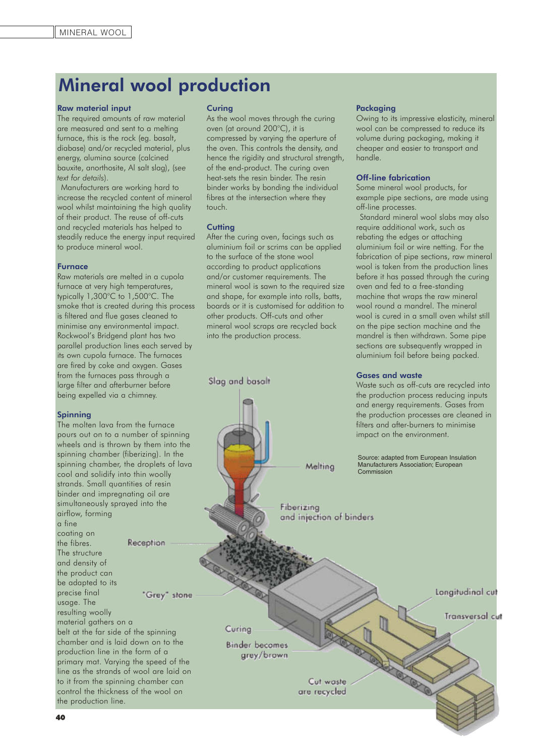# Mineral wool production

### Raw material input

The required amounts of raw material are measured and sent to a melting furnace, this is the rock (eg. basalt, diabase) and/or recycled material, plus energy, alumina source (calcined bauxite, anorthosite, Al salt slag), (*see text for details*).

Manufacturers are working hard to increase the recycled content of mineral wool whilst maintaining the high quality of their product. The reuse of off-cuts and recycled materials has helped to steadily reduce the energy input required to produce mineral wool.

### Furnace

Raw materials are melted in a cupola furnace at very high temperatures, typically 1,300°C to 1,500°C. The smoke that is created during this process is filtered and flue gases cleaned to minimise any environmental impact. Rockwool's Bridgend plant has two parallel production lines each served by its own cupola furnace. The furnaces are fired by coke and oxygen. Gases from the furnaces pass through a large filter and afterburner before being expelled via a chimney.

### Spinning

The molten lava from the furnace pours out on to a number of spinning wheels and is thrown by them into the spinning chamber (fiberizing). In the spinning chamber, the droplets of lava cool and solidify into thin woolly strands. Small quantities of resin binder and impregnating oil are simultaneously sprayed into the airflow, forming a fine coating on the fibres. The structure and density of the product can be adapted to its precise final usage. The resulting woolly material gathers on a belt at the far side of the spinning chamber and is laid down on to the production line in the form of a primary mat. Varying the speed of the line as the strands of wool are laid on to it from the spinning chamber can control the thickness of the wool on the production line.

### Curing

As the wool moves through the curing oven (at around 200°C), it is compressed by varying the aperture of the oven. This controls the density, and hence the rigidity and structural strength, of the end-product. The curing oven heat-sets the resin binder. The resin binder works by bonding the individual fibres at the intersection where they touch.

### Cutting

After the curing oven, facings such as aluminium foil or scrims can be applied to the surface of the stone wool according to product applications and/or customer requirements. The mineral wool is sawn to the required size and shape, for example into rolls, batts, boards or it is customised for addition to other products. Off-cuts and other mineral wool scraps are recycled back into the production process.

### Packaging

Owing to its impressive elasticity, mineral wool can be compressed to reduce its volume during packaging, making it cheaper and easier to transport and handle.

### Off-line fabrication

Some mineral wool products, for example pipe sections, are made using off-line processes.

Standard mineral wool slabs may also require additional work, such as rebating the edges or attaching aluminium foil or wire netting. For the fabrication of pipe sections, raw mineral wool is taken from the production lines before it has passed through the curing oven and fed to a free-standing machine that wraps the raw mineral wool round a mandrel. The mineral wool is cured in a small oven whilst still on the pipe section machine and the mandrel is then withdrawn. Some pipe sections are subsequently wrapped in aluminium foil before being packed.

### Gases and waste

Waste such as off-cuts are recycled into the production process reducing inputs and energy requirements. Gases from the production processes are cleaned in filters and after-burners to minimise impact on the environment.

Source: adapted from European Insulation Manufacturers Association; European Commission

Slag and basalt

Melting

Fiberizing and injection of binders

Reception

"Grey" stone

Curing

Binder becomes grey/brown

Cut waste are recycled

Longitudinal cut

Transversal cut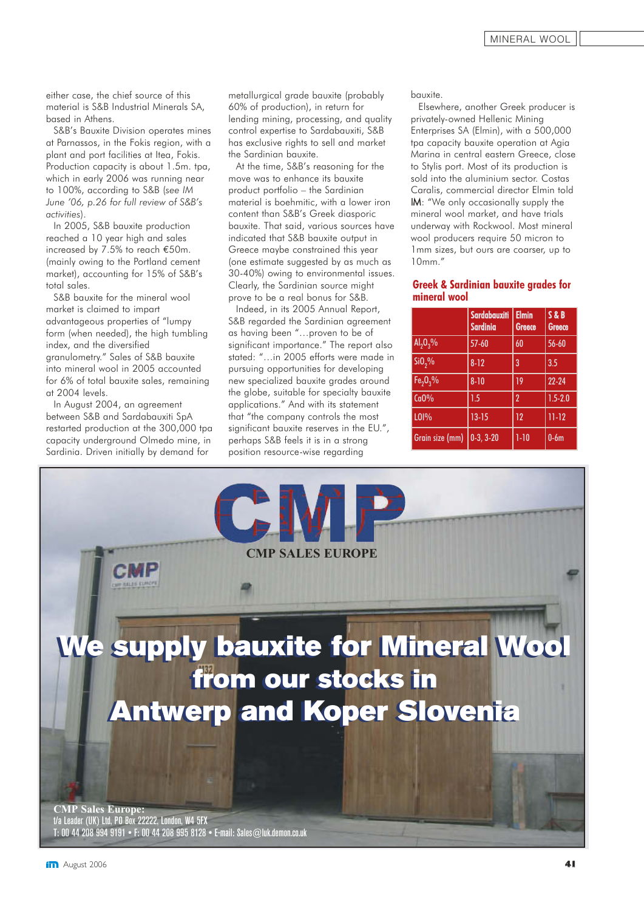either case, the chief source of this material is S&B Industrial Minerals SA, based in Athens.

S&B's Bauxite Division operates mines at Parnassos, in the Fokis region, with a plant and port facilities at Itea, Fokis. Production capacity is about 1.5m. tpa, which in early 2006 was running near to 100%, according to S&B (*see IM June '06, p.26 for full review of S&B's activities*).

In 2005, S&B bauxite production reached a 10 year high and sales increased by 7.5% to reach €50m. (mainly owing to the Portland cement market), accounting for 15% of S&B's total sales.

S&B bauxite for the mineral wool market is claimed to impart advantageous properties of "lumpy form (when needed), the high tumbling index, and the diversified granulometry." Sales of S&B bauxite into mineral wool in 2005 accounted for 6% of total bauxite sales, remaining at 2004 levels.

In August 2004, an agreement between S&B and Sardabauxiti SpA restarted production at the 300,000 tpa capacity underground Olmedo mine, in Sardinia. Driven initially by demand for metallurgical grade bauxite (probably 60% of production), in return for lending mining, processing, and quality control expertise to Sardabauxiti, S&B has exclusive rights to sell and market the Sardinian bauxite.

At the time, S&B's reasoning for the move was to enhance its bauxite product portfolio – the Sardinian material is boehmitic, with a lower iron content than S&B's Greek diasporic bauxite. That said, various sources have indicated that S&B bauxite output in Greece maybe constrained this year (one estimate suggested by as much as 30-40%) owing to environmental issues. Clearly, the Sardinian source might prove to be a real bonus for S&B.

Indeed, in its 2005 Annual Report, S&B regarded the Sardinian agreement as having been "...proven to be of significant importance." The report also stated: "...in 2005 efforts were made in pursuing opportunities for developing new specialized bauxite grades around the globe, suitable for specialty bauxite applications." And with its statement that "the company controls the most significant bauxite reserves in the EU.", perhaps S&B feels it is in a strong position resource-wise regarding bauxite.

Elsewhere, another Greek producer is privately-owned Hellenic Mining Enterprises SA (Elmin), with a 500,000 tpa capacity bauxite operation at Agia Marina in central eastern Greece, close to Stylis port. Most of its production is sold into the aluminium sector. Costas Caralis, commercial director Elmin told **IM**: "We only occasionally supply the mineral wool market, and have trials underway with Rockwool. Most mineral wool producers require 50 micron to 1mm sizes, but ours are coarser, up to 10mm."

## Greek & Sardinian bauxite grades for mineral wool

| | Sardabauxiti Sardinia | Elmin Greece | S & B Greece |
|---|---|---|---|
| $Al_2O_3$% | 57-60 | 60 | 56-60 |
| $SiO_2$% | 8-12 | 3 | 3.5 |
| $Fe_2O_3$% | 8-10 | 19 | 22-24 |
| CaO% | 1.5 | 2 | 1.5-2.0 |
| LOI% | 13-15 | 12 | 11-12 |
| Grain size (mm) | 0-3, 3-20 | 1-10 | 0-6m |

CMP

CMP SALES EUROPE

**We supply bauxite for Mineral Wool from our stocks in Antwerp and Koper Slovenia**

**CMP Sales Europe:**
t/a Leader (UK) Ltd, PO Box 22222, London, W4 5FX
T: 00 44 208 994 9191 • F: 00 44 208 995 8128 • E-mail: Sales@luk.demon.co.uk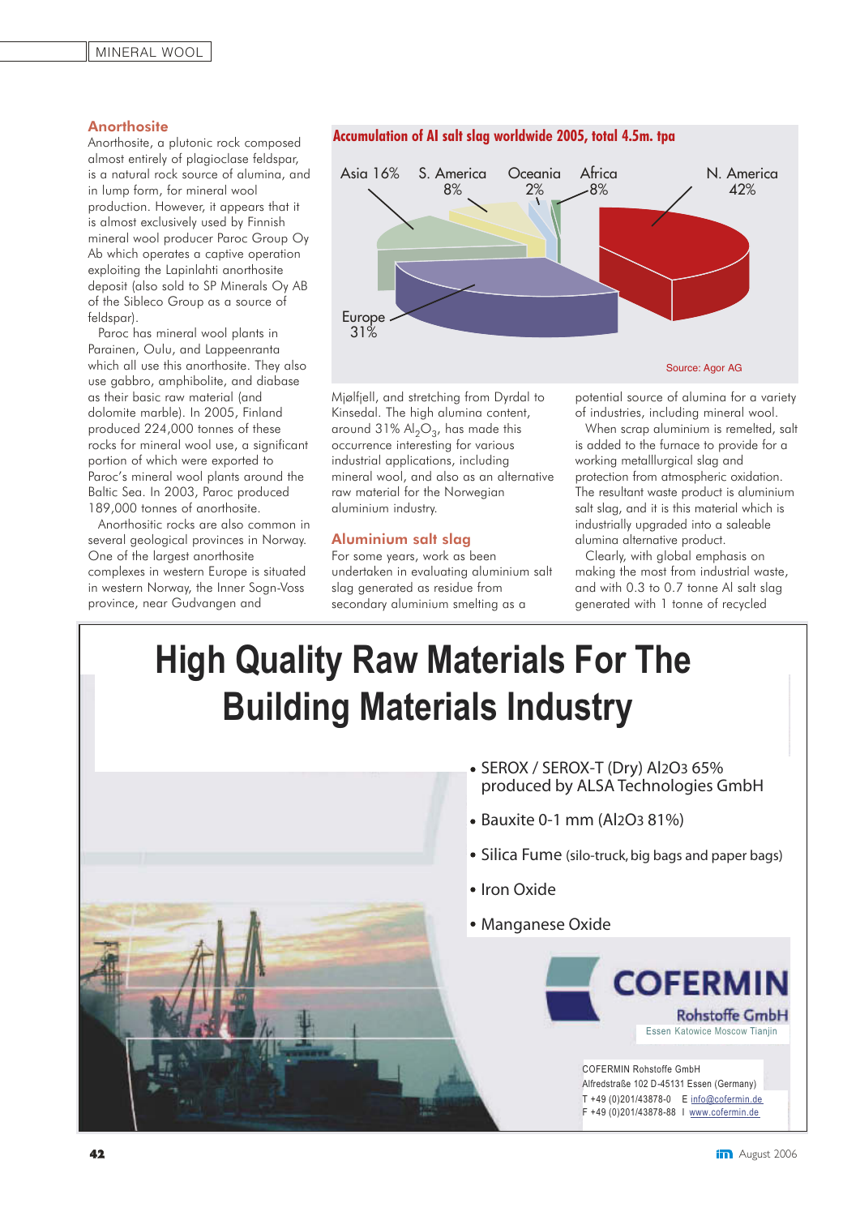## Anorthosite

Anorthosite, a plutonic rock composed almost entirely of plagioclase feldspar, is a natural rock source of alumina, and in lump form, for mineral wool production. However, it appears that it is almost exclusively used by Finnish mineral wool producer Paroc Group Oy Ab which operates a captive operation exploiting the Lapinlahti anorthosite deposit (also sold to SP Minerals Oy AB of the Sibleco Group as a source of feldspar).

Paroc has mineral wool plants in Parainen, Oulu, and Lappeenranta which all use this anorthosite. They also use gabbro, amphibolite, and diabase as their basic raw material (and dolomite marble). In 2005, Finland produced 224,000 tonnes of these rocks for mineral wool use, a significant portion of which were exported to Paroc's mineral wool plants around the Baltic Sea. In 2003, Paroc produced 189,000 tonnes of anorthosite.

Anorthositic rocks are also common in several geological provinces in Norway. One of the largest anorthosite complexes in western Europe is situated in western Norway, the Inner Sogn-Voss province, near Gudvangen and Mjølfjell, and stretching from Dyrdal to Kinsedal. The high alumina content, around 31% $Al_2O_3$, has made this occurrence interesting for various industrial applications, including mineral wool, and also as an alternative raw material for the Norwegian aluminium industry.

**Accumulation of Al salt slag worldwide 2005, total 4.5m. tpa**

| Region | Share |
|---|---|
| N. America | 42% |
| Europe | 31% |
| Asia | 16% |
| S. America | 8% |
| Africa | 8% |
| Oceania | 2% |

Source: Agor AG

## Aluminium salt slag

For some years, work as been undertaken in evaluating aluminium salt slag generated as residue from secondary aluminium smelting as a potential source of alumina for a variety of industries, including mineral wool.

When scrap aluminium is remelted, salt is added to the furnace to provide for a working metalllurgical slag and protection from atmospheric oxidation. The resultant waste product is aluminium salt slag, and it is this material which is industrially upgraded into a saleable alumina alternative product.

Clearly, with global emphasis on making the most from industrial waste, and with 0.3 to 0.7 tonne Al salt slag generated with 1 tonne of recycled

---

# High Quality Raw Materials For The Building Materials Industry

- SEROX / SEROX-T (Dry) Al2O3 65% produced by ALSA Technologies GmbH
- Bauxite 0-1 mm (Al2O3 81%)
- Silica Fume (silo-truck, big bags and paper bags)
- Iron Oxide
- Manganese Oxide

**COFERMIN Rohstoffe GmbH**
Essen Katowice Moscow Tianjin

COFERMIN Rohstoffe GmbH
Alfredstraße 102 D-45131 Essen (Germany)
T +49 (0)201/43878-0 E info@cofermin.de
F +49 (0)201/43878-88 I www.cofermin.de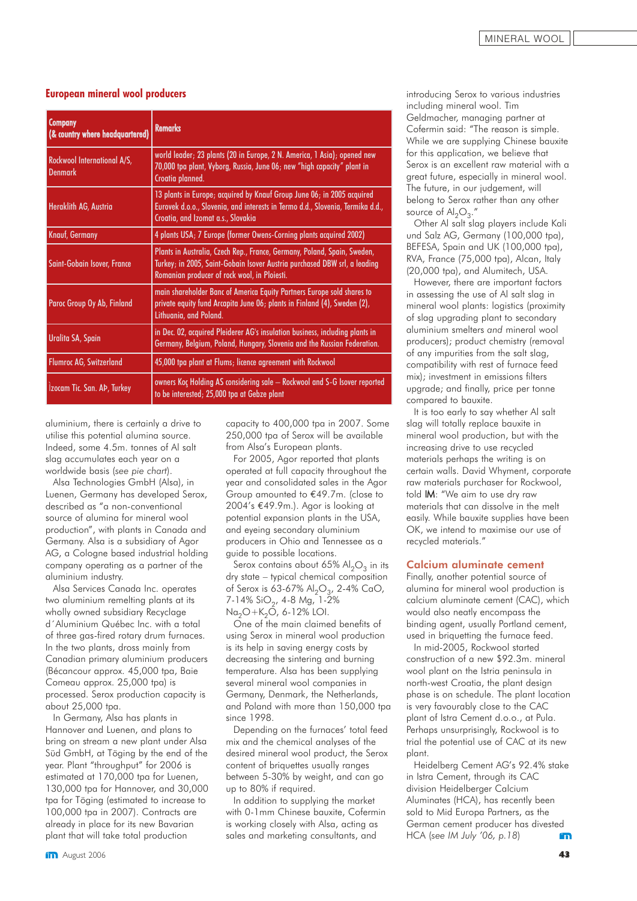## European mineral wool producers

| Company (& country where headquartered) | Remarks |
|---|---|
| Rockwool International A/S, Denmark | world leader; 23 plants (20 in Europe, 2 N. America, 1 Asia); opened new 70,000 tpa plant, Vyborg, Russia, June 06; new "high capacity" plant in Croatia planned. |
| Heraklith AG, Austria | 13 plants in Europe; acquired by Knauf Group June 06; in 2005 acquired Eurovek d.o.o., Slovenia, and interests in Termo d.d., Slovenia, Termika d.d., Croatia, and Izomat a.s., Slovakia |
| Knauf, Germany | 4 plants USA; 7 Europe (former Owens-Corning plants acquired 2002) |
| Saint-Gobain Isover, France | Plants in Australia, Czech Rep., France, Germany, Poland, Spain, Sweden, Turkey; in 2005, Saint-Gobain Isover Austria purchased DBW srl, a leading Romanian producer of rock wool, in Ploiesti. |
| Paroc Group Oy Ab, Finland | main shareholder Banc of America Equity Partners Europe sold shares to private equity fund Arcapita June 06; plants in Finland (4), Sweden (2), Lithuania, and Poland. |
| Uralita SA, Spain | in Dec. 02, acquired Pleiderer AG's insulation business, including plants in Germany, Belgium, Poland, Hungary, Slovenia and the Russian Federation. |
| Flumroc AG, Switzerland | 45,000 tpa plant at Flums; licence agreement with Rockwool |
| İzocam Tic. San. AŞ, Turkey | owners Koç Holding AS considering sale – Rockwool and S-G Isover reported to be interested; 25,000 tpa at Gebze plant |

aluminium, there is certainly a drive to utilise this potential alumina source. Indeed, some 4.5m. tonnes of Al salt slag accumulates each year on a worldwide basis (see *pie chart*).

Alsa Technologies GmbH (Alsa), in Luenen, Germany has developed Serox, described as "a non-conventional source of alumina for mineral wool production", with plants in Canada and Germany. Alsa is a subsidiary of Agor AG, a Cologne based industrial holding company operating as a partner of the aluminium industry.

Alsa Services Canada Inc. operates two aluminium remelting plants at its wholly owned subsidiary Recyclage d´Aluminium Québec Inc. with a total of three gas-fired rotary drum furnaces. In the two plants, dross mainly from Canadian primary aluminium producers (Bécancour approx. 45,000 tpa, Baie Comeau approx. 25,000 tpa) is processed. Serox production capacity is about 25,000 tpa.

In Germany, Alsa has plants in Hannover and Luenen, and plans to bring on stream a new plant under Alsa Süd GmbH, at Töging by the end of the year. Plant "throughput" for 2006 is estimated at 170,000 tpa for Luenen, 130,000 tpa for Hannover, and 30,000 tpa for Töging (estimated to increase to 100,000 tpa in 2007). Contracts are already in place for its new Bavarian plant that will take total production capacity to 400,000 tpa in 2007. Some 250,000 tpa of Serox will be available from Alsa's European plants.

For 2005, Agor reported that plants operated at full capacity throughout the year and consolidated sales in the Agor Group amounted to €49.7m. (close to 2004's €49.9m.). Agor is looking at potential expansion plants in the USA, and eyeing secondary aluminium producers in Ohio and Tennessee as a guide to possible locations.

Serox contains about 65% $Al_2O_3$ in its dry state – typical chemical composition of Serox is 63-67% $Al_2O_3$, 2-4% CaO, 7-14% $SiO_2$, 4-8 Mg, 1-2% $Na_2O+K_2O$, 6-12% LOI.

One of the main claimed benefits of using Serox in mineral wool production is its help in saving energy costs by decreasing the sintering and burning temperature. Alsa has been supplying several mineral wool companies in Germany, Denmark, the Netherlands, and Poland with more than 150,000 tpa since 1998.

Depending on the furnaces' total feed mix and the chemical analyses of the desired mineral wool product, the Serox content of briquettes usually ranges between 5-30% by weight, and can go up to 80% if required.

In addition to supplying the market with 0-1mm Chinese bauxite, Cofermin is working closely with Alsa, acting as sales and marketing consultants, and introducing Serox to various industries including mineral wool. Tim Geldmacher, managing partner at Cofermin said: "The reason is simple. While we are supplying Chinese bauxite for this application, we believe that Serox is an excellent raw material with a great future, especially in mineral wool. The future, in our judgement, will belong to Serox rather than any other source of $Al_2O_3$."

Other Al salt slag players include Kali und Salz AG, Germany (100,000 tpa), BEFESA, Spain and UK (100,000 tpa), RVA, France (75,000 tpa), Alcan, Italy (20,000 tpa), and Alumitech, USA.

However, there are important factors in assessing the use of Al salt slag in mineral wool plants: logistics (proximity of slag upgrading plant to secondary aluminium smelters *and* mineral wool producers); product chemistry (removal of any impurities from the salt slag, compatibility with rest of furnace feed mix); investment in emissions filters upgrade; and finally, price per tonne compared to bauxite.

It is too early to say whether Al salt slag will totally replace bauxite in mineral wool production, but with the increasing drive to use recycled materials perhaps the writing is on certain walls. David Whyment, corporate raw materials purchaser for Rockwool, told **IM**: "We aim to use dry raw materials that can dissolve in the melt easily. While bauxite supplies have been OK, we intend to maximise our use of recycled materials."

## Calcium aluminate cement

Finally, another potential source of alumina for mineral wool production is calcium aluminate cement (CAC), which would also neatly encompass the binding agent, usually Portland cement, used in briquetting the furnace feed.

In mid-2005, Rockwool started construction of a new $92.3m. mineral wool plant on the Istria peninsula in north-west Croatia, the plant design phase is on schedule. The plant location is very favourably close to the CAC plant of Istra Cement d.o.o., at Pula. Perhaps unsurprisingly, Rockwool is to trial the potential use of CAC at its new plant.

Heidelberg Cement AG's 92.4% stake in Istra Cement, through its CAC division Heidelberger Calcium Aluminates (HCA), has recently been sold to Mid Europa Partners, as the German cement producer has divested HCA (*see IM July '06, p.18*)